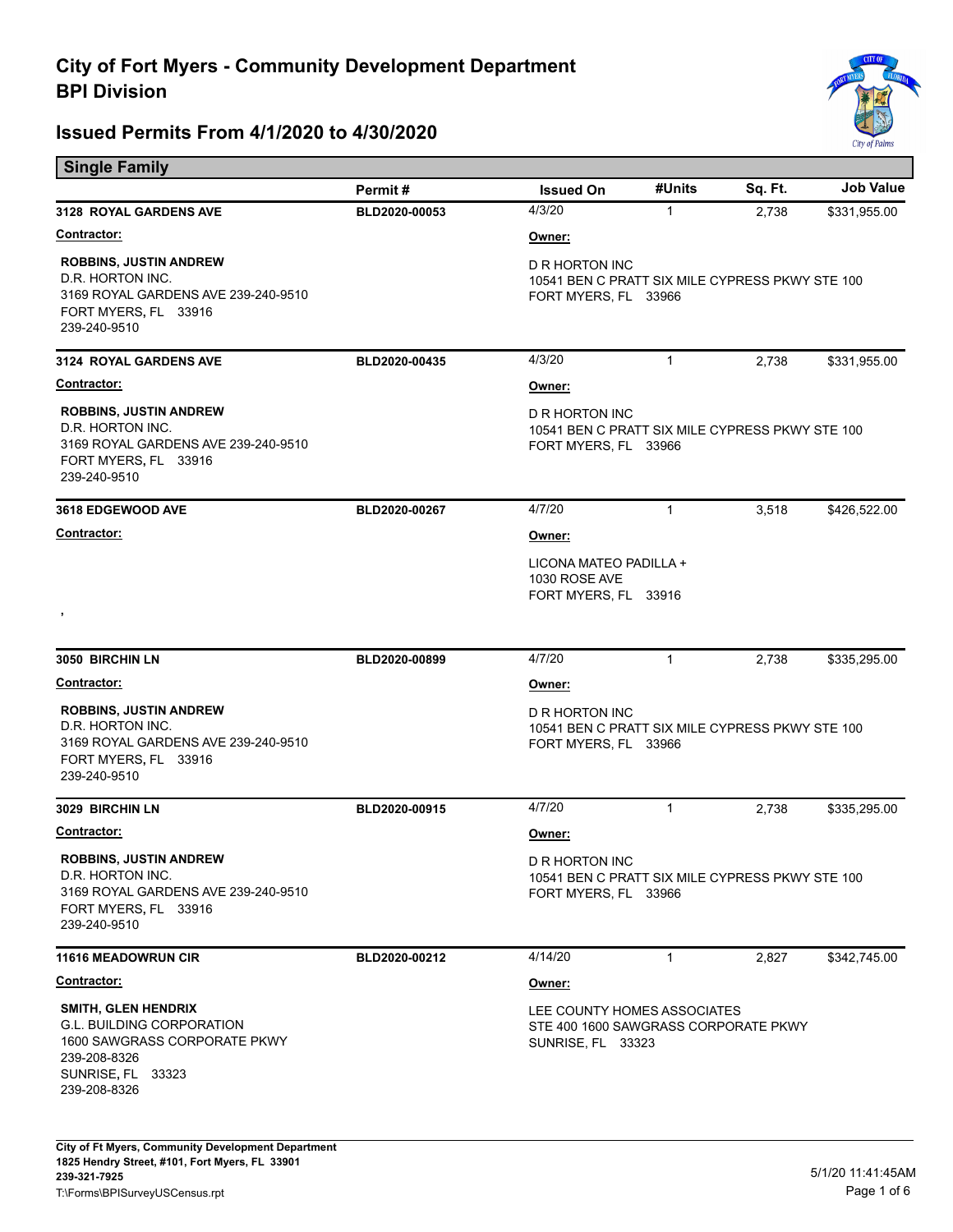# City of Fort Myers - Community Development Department
## BPI Division

## Issued Permits From 4/1/2020 to 4/30/2020

### Single Family

| | Permit # | Issued On | #Units | Sq. Ft. | Job Value |
|---|---|---|---|---|---|
| **3128 ROYAL GARDENS AVE** | BLD2020-00053 | 4/3/20 | 1 | 2,738 | $331,955.00 |

**Contractor:**
ROBBINS, JUSTIN ANDREW
D.R. HORTON INC.
3169 ROYAL GARDENS AVE 239-240-9510
FORT MYERS, FL 33916
239-240-9510

**Owner:**
D R HORTON INC
10541 BEN C PRATT SIX MILE CYPRESS PKWY STE 100
FORT MYERS, FL 33966

| | Permit # | Issued On | #Units | Sq. Ft. | Job Value |
|---|---|---|---|---|---|
| **3124 ROYAL GARDENS AVE** | BLD2020-00435 | 4/3/20 | 1 | 2,738 | $331,955.00 |

**Contractor:**
ROBBINS, JUSTIN ANDREW
D.R. HORTON INC.
3169 ROYAL GARDENS AVE 239-240-9510
FORT MYERS, FL 33916
239-240-9510

**Owner:**
D R HORTON INC
10541 BEN C PRATT SIX MILE CYPRESS PKWY STE 100
FORT MYERS, FL 33966

| | Permit # | Issued On | #Units | Sq. Ft. | Job Value |
|---|---|---|---|---|---|
| **3618 EDGEWOOD AVE** | BLD2020-00267 | 4/7/20 | 1 | 3,518 | $426,522.00 |

**Contractor:**
,

**Owner:**
LICONA MATEO PADILLA +
1030 ROSE AVE
FORT MYERS, FL 33916

| | Permit # | Issued On | #Units | Sq. Ft. | Job Value |
|---|---|---|---|---|---|
| **3050 BIRCHIN LN** | BLD2020-00899 | 4/7/20 | 1 | 2,738 | $335,295.00 |

**Contractor:**
ROBBINS, JUSTIN ANDREW
D.R. HORTON INC.
3169 ROYAL GARDENS AVE 239-240-9510
FORT MYERS, FL 33916
239-240-9510

**Owner:**
D R HORTON INC
10541 BEN C PRATT SIX MILE CYPRESS PKWY STE 100
FORT MYERS, FL 33966

| | Permit # | Issued On | #Units | Sq. Ft. | Job Value |
|---|---|---|---|---|---|
| **3029 BIRCHIN LN** | BLD2020-00915 | 4/7/20 | 1 | 2,738 | $335,295.00 |

**Contractor:**
ROBBINS, JUSTIN ANDREW
D.R. HORTON INC.
3169 ROYAL GARDENS AVE 239-240-9510
FORT MYERS, FL 33916
239-240-9510

**Owner:**
D R HORTON INC
10541 BEN C PRATT SIX MILE CYPRESS PKWY STE 100
FORT MYERS, FL 33966

| | Permit # | Issued On | #Units | Sq. Ft. | Job Value |
|---|---|---|---|---|---|
| **11616 MEADOWRUN CIR** | BLD2020-00212 | 4/14/20 | 1 | 2,827 | $342,745.00 |

**Contractor:**
SMITH, GLEN HENDRIX
G.L. BUILDING CORPORATION
1600 SAWGRASS CORPORATE PKWY
239-208-8326
SUNRISE, FL 33323
239-208-8326

**Owner:**
LEE COUNTY HOMES ASSOCIATES
STE 400 1600 SAWGRASS CORPORATE PKWY
SUNRISE, FL 33323

City of Ft Myers, Community Development Department
1825 Hendry Street, #101, Fort Myers, FL 33901
239-321-7925
T:\Forms\BPISurveyUSCensus.rpt

5/1/20 11:41:45AM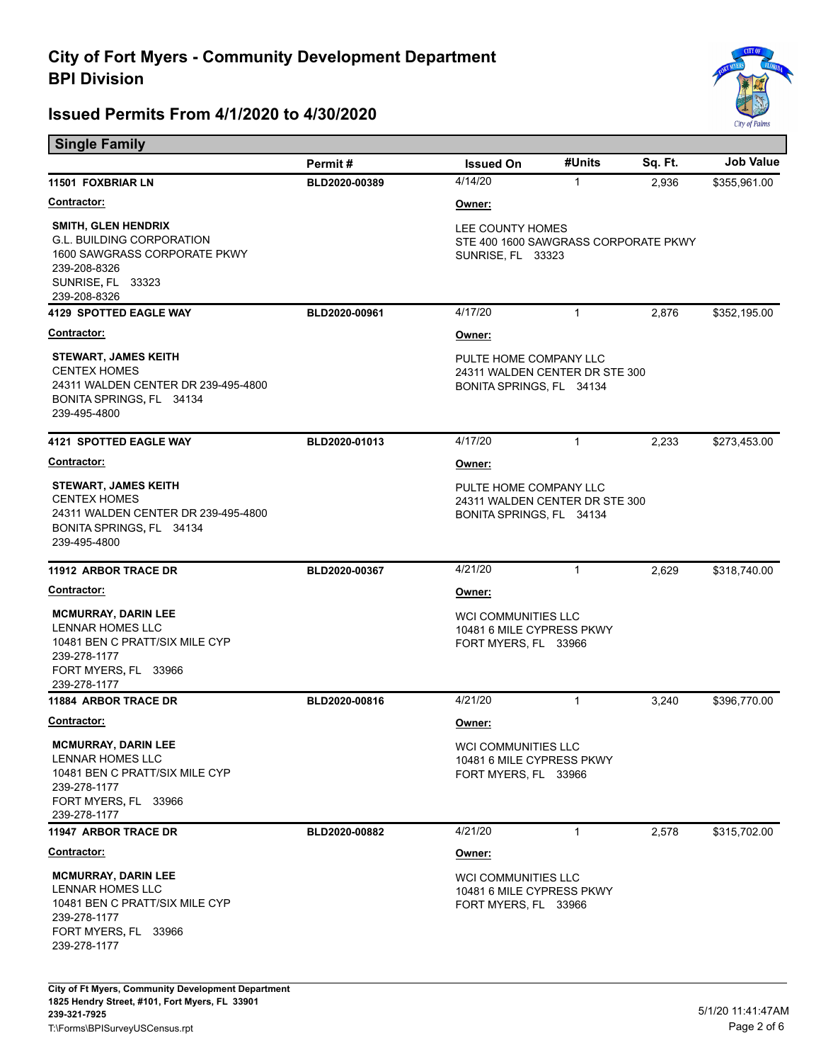# City of Fort Myers - Community Development Department
# BPI Division

## Issued Permits From 4/1/2020 to 4/30/2020

### Single Family

| | Permit # | Issued On | #Units | Sq. Ft. | Job Value |
|---|---|---|---|---|---|
| **11501 FOXBRIAR LN** | **BLD2020-00389** | 4/14/20 | 1 | 2,936 | $355,961.00 |

**Contractor:**

**SMITH, GLEN HENDRIX**
G.L. BUILDING CORPORATION
1600 SAWGRASS CORPORATE PKWY
239-208-8326
SUNRISE, FL 33323
239-208-8326

**Owner:**

LEE COUNTY HOMES
STE 400 1600 SAWGRASS CORPORATE PKWY
SUNRISE, FL 33323

| | Permit # | Issued On | #Units | Sq. Ft. | Job Value |
|---|---|---|---|---|---|
| **4129 SPOTTED EAGLE WAY** | **BLD2020-00961** | 4/17/20 | 1 | 2,876 | $352,195.00 |

**Contractor:**

**STEWART, JAMES KEITH**
CENTEX HOMES
24311 WALDEN CENTER DR 239-495-4800
BONITA SPRINGS, FL 34134
239-495-4800

**Owner:**

PULTE HOME COMPANY LLC
24311 WALDEN CENTER DR STE 300
BONITA SPRINGS, FL 34134

| | Permit # | Issued On | #Units | Sq. Ft. | Job Value |
|---|---|---|---|---|---|
| **4121 SPOTTED EAGLE WAY** | **BLD2020-01013** | 4/17/20 | 1 | 2,233 | $273,453.00 |

**Contractor:**

**STEWART, JAMES KEITH**
CENTEX HOMES
24311 WALDEN CENTER DR 239-495-4800
BONITA SPRINGS, FL 34134
239-495-4800

**Owner:**

PULTE HOME COMPANY LLC
24311 WALDEN CENTER DR STE 300
BONITA SPRINGS, FL 34134

| | Permit # | Issued On | #Units | Sq. Ft. | Job Value |
|---|---|---|---|---|---|
| **11912 ARBOR TRACE DR** | **BLD2020-00367** | 4/21/20 | 1 | 2,629 | $318,740.00 |

**Contractor:**

**MCMURRAY, DARIN LEE**
LENNAR HOMES LLC
10481 BEN C PRATT/SIX MILE CYP
239-278-1177
FORT MYERS, FL 33966
239-278-1177

**Owner:**

WCI COMMUNITIES LLC
10481 6 MILE CYPRESS PKWY
FORT MYERS, FL 33966

| | Permit # | Issued On | #Units | Sq. Ft. | Job Value |
|---|---|---|---|---|---|
| **11884 ARBOR TRACE DR** | **BLD2020-00816** | 4/21/20 | 1 | 3,240 | $396,770.00 |

**Contractor:**

**MCMURRAY, DARIN LEE**
LENNAR HOMES LLC
10481 BEN C PRATT/SIX MILE CYP
239-278-1177
FORT MYERS, FL 33966
239-278-1177

**Owner:**

WCI COMMUNITIES LLC
10481 6 MILE CYPRESS PKWY
FORT MYERS, FL 33966

| | Permit # | Issued On | #Units | Sq. Ft. | Job Value |
|---|---|---|---|---|---|
| **11947 ARBOR TRACE DR** | **BLD2020-00882** | 4/21/20 | 1 | 2,578 | $315,702.00 |

**Contractor:**

**MCMURRAY, DARIN LEE**
LENNAR HOMES LLC
10481 BEN C PRATT/SIX MILE CYP
239-278-1177
FORT MYERS, FL 33966
239-278-1177

**Owner:**

WCI COMMUNITIES LLC
10481 6 MILE CYPRESS PKWY
FORT MYERS, FL 33966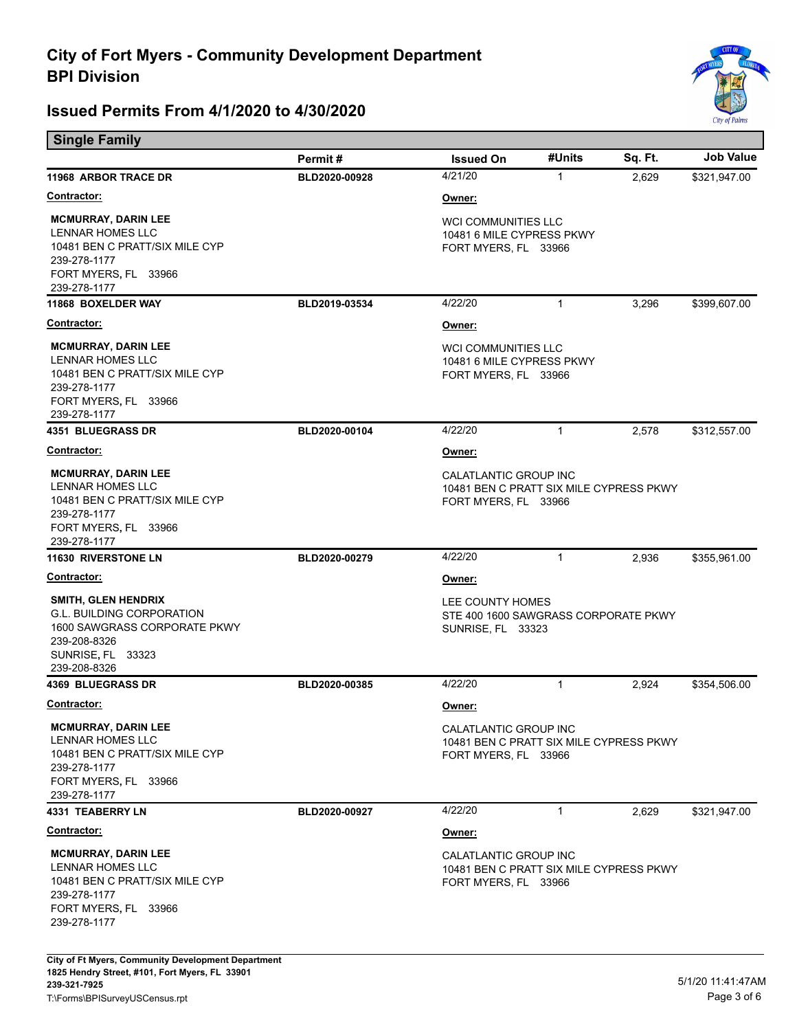# City of Fort Myers - Community Development Department
## BPI Division

## Issued Permits From 4/1/2020 to 4/30/2020

### Single Family

| | Permit # | Issued On | #Units | Sq. Ft. | Job Value |
|---|---|---|---|---|---|
| **11968 ARBOR TRACE DR** | BLD2020-00928 | 4/21/20 | 1 | 2,629 | $321,947.00 |

**Contractor:**
**MCMURRAY, DARIN LEE**
LENNAR HOMES LLC
10481 BEN C PRATT/SIX MILE CYP
239-278-1177
FORT MYERS, FL 33966
239-278-1177

**Owner:**
WCI COMMUNITIES LLC
10481 6 MILE CYPRESS PKWY
FORT MYERS, FL 33966

| | Permit # | Issued On | #Units | Sq. Ft. | Job Value |
|---|---|---|---|---|---|
| **11868 BOXELDER WAY** | BLD2019-03534 | 4/22/20 | 1 | 3,296 | $399,607.00 |

**Contractor:**
**MCMURRAY, DARIN LEE**
LENNAR HOMES LLC
10481 BEN C PRATT/SIX MILE CYP
239-278-1177
FORT MYERS, FL 33966
239-278-1177

**Owner:**
WCI COMMUNITIES LLC
10481 6 MILE CYPRESS PKWY
FORT MYERS, FL 33966

| | Permit # | Issued On | #Units | Sq. Ft. | Job Value |
|---|---|---|---|---|---|
| **4351 BLUEGRASS DR** | BLD2020-00104 | 4/22/20 | 1 | 2,578 | $312,557.00 |

**Contractor:**
**MCMURRAY, DARIN LEE**
LENNAR HOMES LLC
10481 BEN C PRATT/SIX MILE CYP
239-278-1177
FORT MYERS, FL 33966
239-278-1177

**Owner:**
CALATLANTIC GROUP INC
10481 BEN C PRATT SIX MILE CYPRESS PKWY
FORT MYERS, FL 33966

| | Permit # | Issued On | #Units | Sq. Ft. | Job Value |
|---|---|---|---|---|---|
| **11630 RIVERSTONE LN** | BLD2020-00279 | 4/22/20 | 1 | 2,936 | $355,961.00 |

**Contractor:**
**SMITH, GLEN HENDRIX**
G.L. BUILDING CORPORATION
1600 SAWGRASS CORPORATE PKWY
239-208-8326
SUNRISE, FL 33323
239-208-8326

**Owner:**
LEE COUNTY HOMES
STE 400 1600 SAWGRASS CORPORATE PKWY
SUNRISE, FL 33323

| | Permit # | Issued On | #Units | Sq. Ft. | Job Value |
|---|---|---|---|---|---|
| **4369 BLUEGRASS DR** | BLD2020-00385 | 4/22/20 | 1 | 2,924 | $354,506.00 |

**Contractor:**
**MCMURRAY, DARIN LEE**
LENNAR HOMES LLC
10481 BEN C PRATT/SIX MILE CYP
239-278-1177
FORT MYERS, FL 33966
239-278-1177

**Owner:**
CALATLANTIC GROUP INC
10481 BEN C PRATT SIX MILE CYPRESS PKWY
FORT MYERS, FL 33966

| | Permit # | Issued On | #Units | Sq. Ft. | Job Value |
|---|---|---|---|---|---|
| **4331 TEABERRY LN** | BLD2020-00927 | 4/22/20 | 1 | 2,629 | $321,947.00 |

**Contractor:**
**MCMURRAY, DARIN LEE**
LENNAR HOMES LLC
10481 BEN C PRATT/SIX MILE CYP
239-278-1177
FORT MYERS, FL 33966
239-278-1177

**Owner:**
CALATLANTIC GROUP INC
10481 BEN C PRATT SIX MILE CYPRESS PKWY
FORT MYERS, FL 33966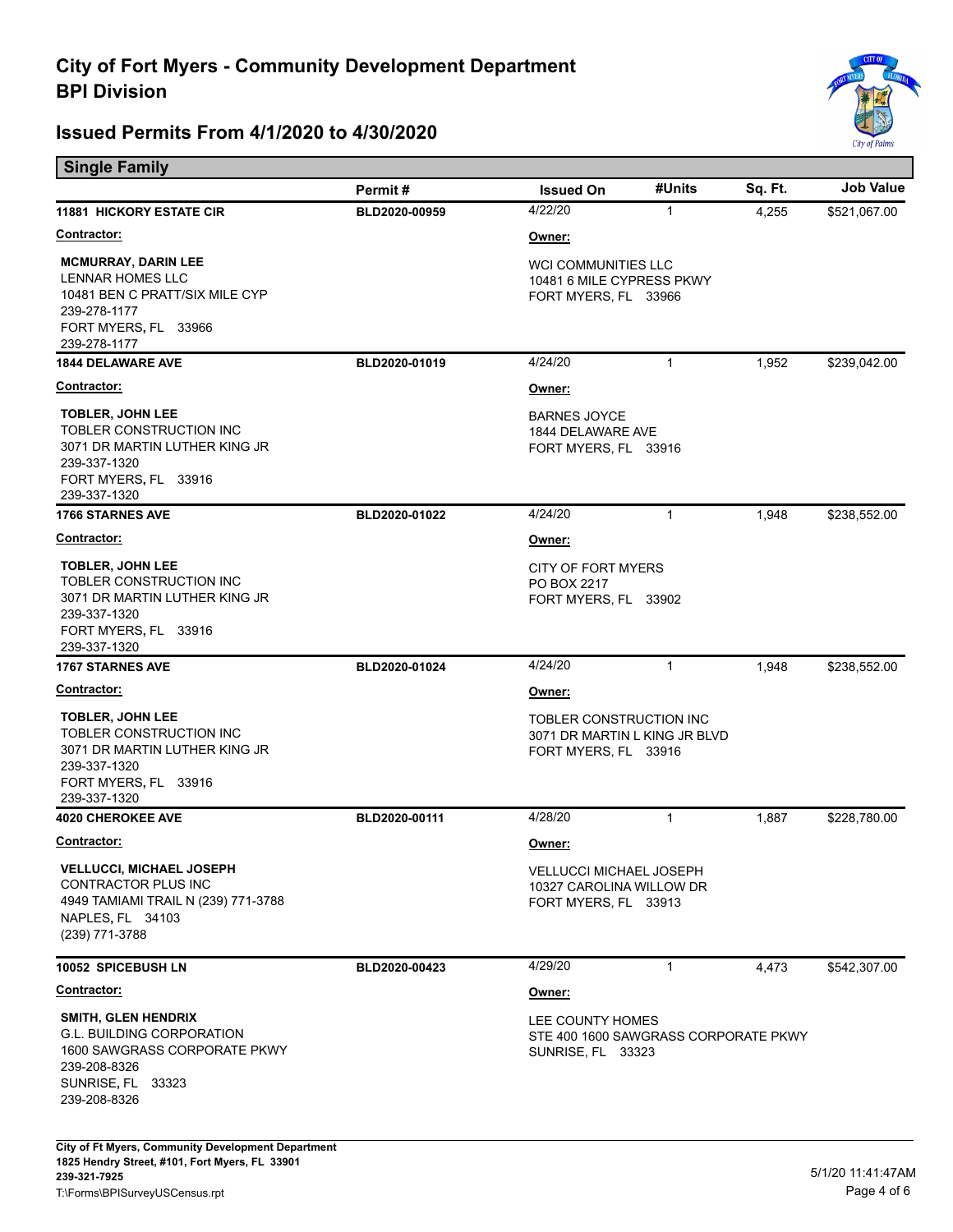# City of Fort Myers - Community Development Department
# BPI Division

## Issued Permits From 4/1/2020 to 4/30/2020

### Single Family

| | Permit # | Issued On | #Units | Sq. Ft. | Job Value |
|---|---|---|---|---|---|
| **11881 HICKORY ESTATE CIR** | BLD2020-00959 | 4/22/20 | 1 | 4,255 | $521,067.00 |
| **1844 DELAWARE AVE** | BLD2020-01019 | 4/24/20 | 1 | 1,952 | $239,042.00 |
| **1766 STARNES AVE** | BLD2020-01022 | 4/24/20 | 1 | 1,948 | $238,552.00 |
| **1767 STARNES AVE** | BLD2020-01024 | 4/24/20 | 1 | 1,948 | $238,552.00 |
| **4020 CHEROKEE AVE** | BLD2020-00111 | 4/28/20 | 1 | 1,887 | $228,780.00 |
| **10052 SPICEBUSH LN** | BLD2020-00423 | 4/29/20 | 1 | 4,473 | $542,307.00 |

**11881 HICKORY ESTATE CIR** — BLD2020-00959

**Contractor:**
MCMURRAY, DARIN LEE
LENNAR HOMES LLC
10481 BEN C PRATT/SIX MILE CYP
239-278-1177
FORT MYERS, FL 33966
239-278-1177

**Owner:**
WCI COMMUNITIES LLC
10481 6 MILE CYPRESS PKWY
FORT MYERS, FL 33966

**1844 DELAWARE AVE** — BLD2020-01019

**Contractor:**
TOBLER, JOHN LEE
TOBLER CONSTRUCTION INC
3071 DR MARTIN LUTHER KING JR
239-337-1320
FORT MYERS, FL 33916
239-337-1320

**Owner:**
BARNES JOYCE
1844 DELAWARE AVE
FORT MYERS, FL 33916

**1766 STARNES AVE** — BLD2020-01022

**Contractor:**
TOBLER, JOHN LEE
TOBLER CONSTRUCTION INC
3071 DR MARTIN LUTHER KING JR
239-337-1320
FORT MYERS, FL 33916
239-337-1320

**Owner:**
CITY OF FORT MYERS
PO BOX 2217
FORT MYERS, FL 33902

**1767 STARNES AVE** — BLD2020-01024

**Contractor:**
TOBLER, JOHN LEE
TOBLER CONSTRUCTION INC
3071 DR MARTIN LUTHER KING JR
239-337-1320
FORT MYERS, FL 33916
239-337-1320

**Owner:**
TOBLER CONSTRUCTION INC
3071 DR MARTIN L KING JR BLVD
FORT MYERS, FL 33916

**4020 CHEROKEE AVE** — BLD2020-00111

**Contractor:**
VELLUCCI, MICHAEL JOSEPH
CONTRACTOR PLUS INC
4949 TAMIAMI TRAIL N (239) 771-3788
NAPLES, FL 34103
(239) 771-3788

**Owner:**
VELLUCCI MICHAEL JOSEPH
10327 CAROLINA WILLOW DR
FORT MYERS, FL 33913

**10052 SPICEBUSH LN** — BLD2020-00423

**Contractor:**
SMITH, GLEN HENDRIX
G.L. BUILDING CORPORATION
1600 SAWGRASS CORPORATE PKWY
239-208-8326
SUNRISE, FL 33323
239-208-8326

**Owner:**
LEE COUNTY HOMES
STE 400 1600 SAWGRASS CORPORATE PKWY
SUNRISE, FL 33323

**City of Ft Myers, Community Development Department**
**1825 Hendry Street, #101, Fort Myers, FL 33901**
**239-321-7925**
T:\Forms\BPISurveyUSCensus.rpt

5/1/20 11:41:47AM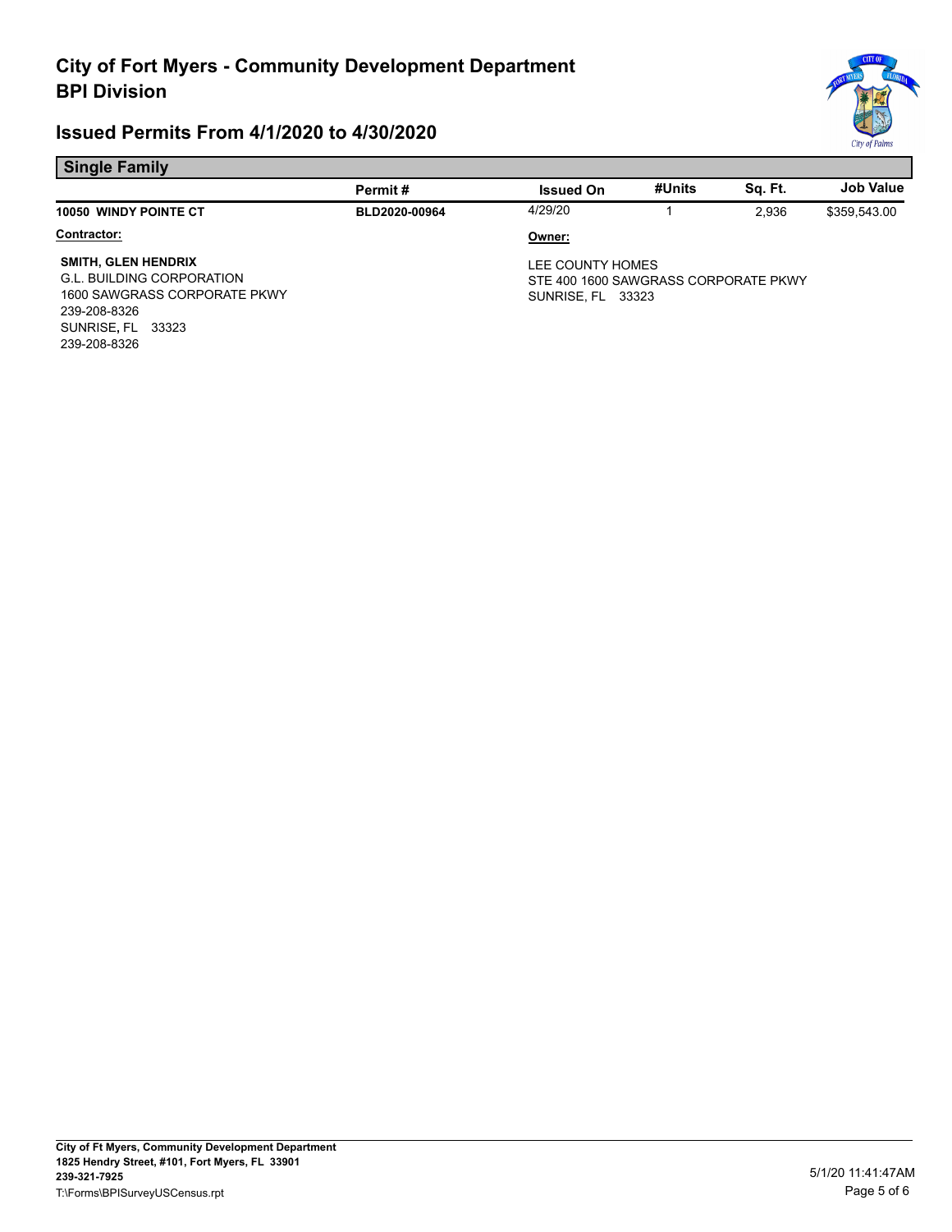# City of Fort Myers - Community Development Department
## BPI Division

## Issued Permits From 4/1/2020 to 4/30/2020

### Single Family

| | Permit # | Issued On | #Units | Sq. Ft. | Job Value |
|---|---|---|---|---|---|
| **10050 WINDY POINTE CT** | **BLD2020-00964** | 4/29/20 | 1 | 2,936 | $359,543.00 |

**Contractor:**

**SMITH, GLEN HENDRIX**
G.L. BUILDING CORPORATION
1600 SAWGRASS CORPORATE PKWY
239-208-8326
SUNRISE, FL 33323
239-208-8326

**Owner:**

LEE COUNTY HOMES
STE 400 1600 SAWGRASS CORPORATE PKWY
SUNRISE, FL 33323

**City of Ft Myers, Community Development Department**
**1825 Hendry Street, #101, Fort Myers, FL 33901**
**239-321-7925**
T:\Forms\BPISurveyUSCensus.rpt

5/1/20 11:41:47AM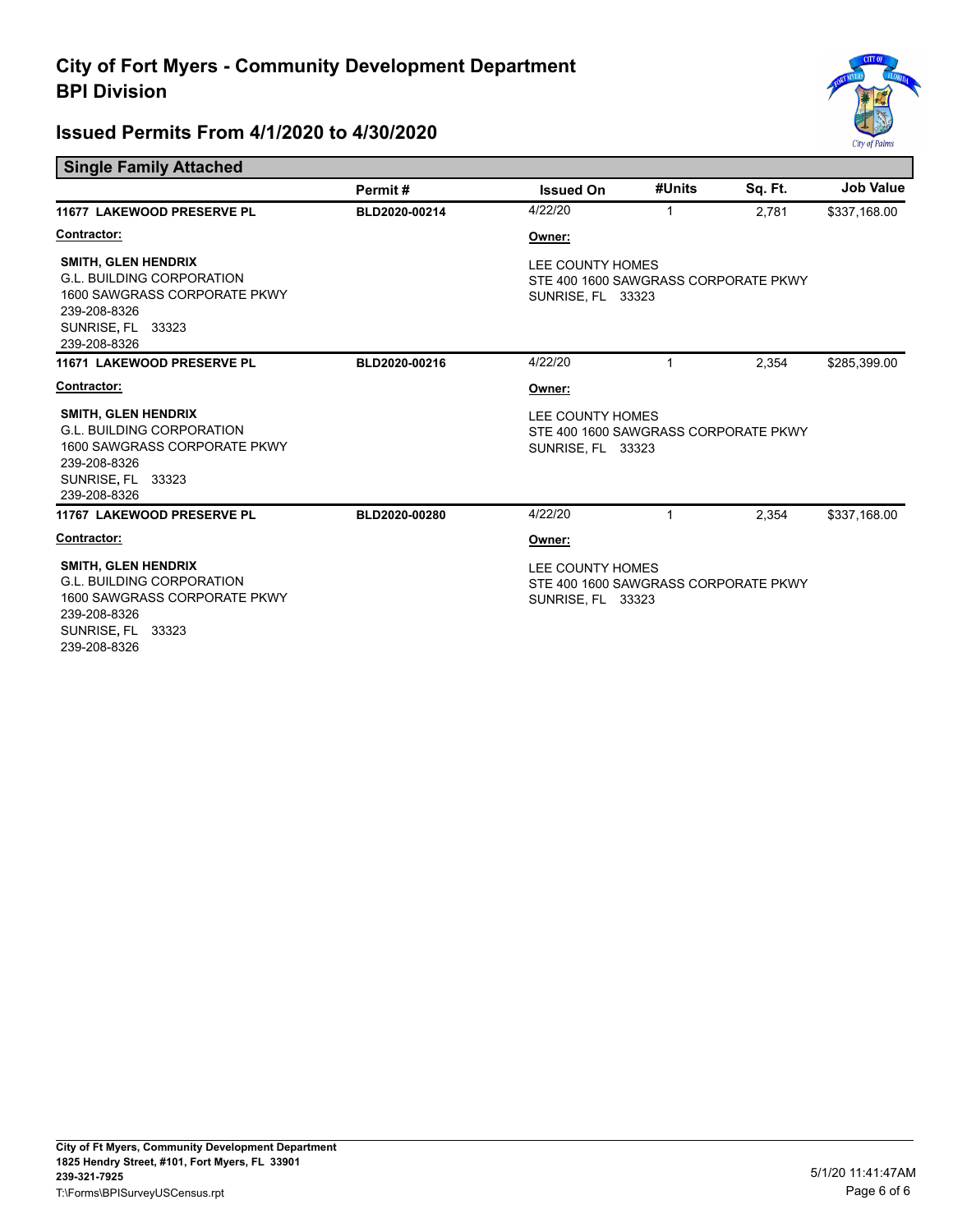# City of Fort Myers - Community Development Department
## BPI Division

## Issued Permits From 4/1/2020 to 4/30/2020

### Single Family Attached

| | Permit # | Issued On | #Units | Sq. Ft. | Job Value |
|---|---|---|---|---|---|
| **11677 LAKEWOOD PRESERVE PL** | **BLD2020-00214** | 4/22/20 | 1 | 2,781 | $337,168.00 |

**Contractor:**

**SMITH, GLEN HENDRIX**
G.L. BUILDING CORPORATION
1600 SAWGRASS CORPORATE PKWY
239-208-8326
SUNRISE, FL 33323
239-208-8326

**Owner:**

LEE COUNTY HOMES
STE 400 1600 SAWGRASS CORPORATE PKWY
SUNRISE, FL 33323

| | Permit # | Issued On | #Units | Sq. Ft. | Job Value |
|---|---|---|---|---|---|
| **11671 LAKEWOOD PRESERVE PL** | **BLD2020-00216** | 4/22/20 | 1 | 2,354 | $285,399.00 |

**Contractor:**

**SMITH, GLEN HENDRIX**
G.L. BUILDING CORPORATION
1600 SAWGRASS CORPORATE PKWY
239-208-8326
SUNRISE, FL 33323
239-208-8326

**Owner:**

LEE COUNTY HOMES
STE 400 1600 SAWGRASS CORPORATE PKWY
SUNRISE, FL 33323

| | Permit # | Issued On | #Units | Sq. Ft. | Job Value |
|---|---|---|---|---|---|
| **11767 LAKEWOOD PRESERVE PL** | **BLD2020-00280** | 4/22/20 | 1 | 2,354 | $337,168.00 |

**Contractor:**

**SMITH, GLEN HENDRIX**
G.L. BUILDING CORPORATION
1600 SAWGRASS CORPORATE PKWY
239-208-8326
SUNRISE, FL 33323
239-208-8326

**Owner:**

LEE COUNTY HOMES
STE 400 1600 SAWGRASS CORPORATE PKWY
SUNRISE, FL 33323